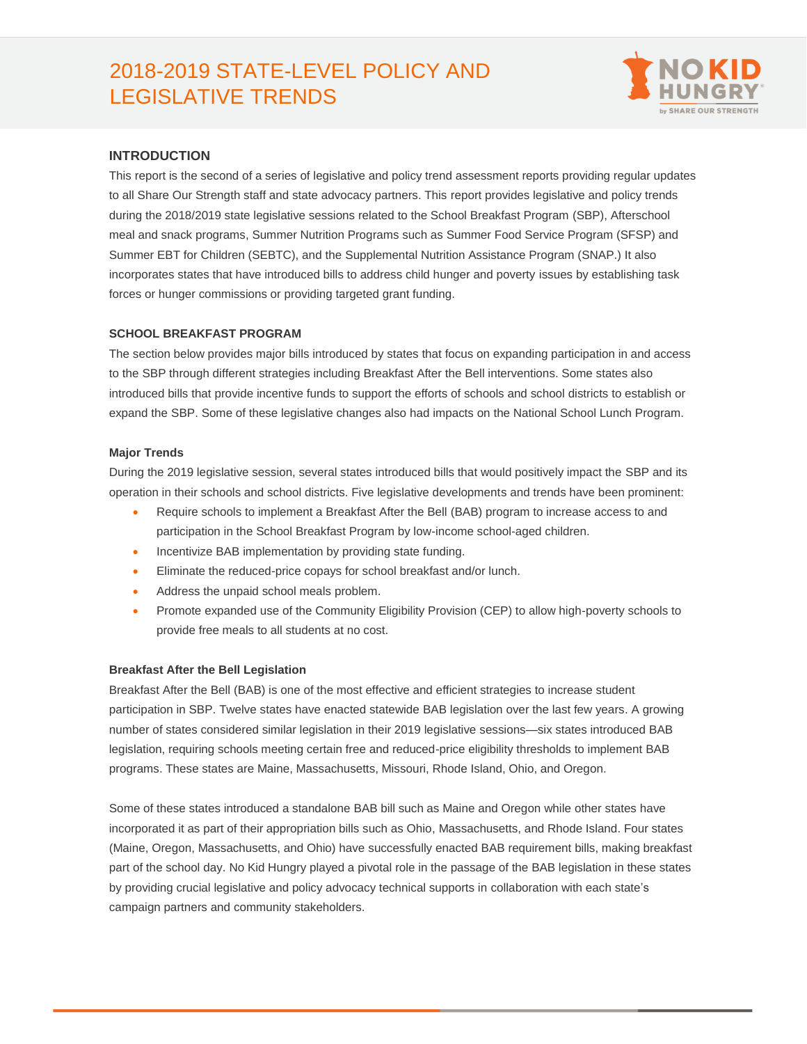# 2018-2019 STATE-LEVEL POLICY AND LEGISLATIVE TRENDS

## INTRODUCTION

This report is the second of a series of legislative and policy trend assessment reports providing regular updates to all Share Our Strength staff and state advocacy partners. This report provides legislative and policy trends during the 2018/2019 state legislative sessions related to the School Breakfast Program (SBP), Afterschool meal and snack programs, Summer Nutrition Programs such as Summer Food Service Program (SFSP) and Summer EBT for Children (SEBTC), and the Supplemental Nutrition Assistance Program (SNAP.) It also incorporates states that have introduced bills to address child hunger and poverty issues by establishing task forces or hunger commissions or providing targeted grant funding.

### SCHOOL BREAKFAST PROGRAM

The section below provides major bills introduced by states that focus on expanding participation in and access to the SBP through different strategies including Breakfast After the Bell interventions. Some states also introduced bills that provide incentive funds to support the efforts of schools and school districts to establish or expand the SBP. Some of these legislative changes also had impacts on the National School Lunch Program.

#### Major Trends

During the 2019 legislative session, several states introduced bills that would positively impact the SBP and its operation in their schools and school districts. Five legislative developments and trends have been prominent:

- Require schools to implement a Breakfast After the Bell (BAB) program to increase access to and participation in the School Breakfast Program by low-income school-aged children.
- Incentivize BAB implementation by providing state funding.
- Eliminate the reduced-price copays for school breakfast and/or lunch.
- Address the unpaid school meals problem.
- Promote expanded use of the Community Eligibility Provision (CEP) to allow high-poverty schools to provide free meals to all students at no cost.

#### Breakfast After the Bell Legislation

Breakfast After the Bell (BAB) is one of the most effective and efficient strategies to increase student participation in SBP. Twelve states have enacted statewide BAB legislation over the last few years. A growing number of states considered similar legislation in their 2019 legislative sessions—six states introduced BAB legislation, requiring schools meeting certain free and reduced-price eligibility thresholds to implement BAB programs. These states are Maine, Massachusetts, Missouri, Rhode Island, Ohio, and Oregon.

Some of these states introduced a standalone BAB bill such as Maine and Oregon while other states have incorporated it as part of their appropriation bills such as Ohio, Massachusetts, and Rhode Island. Four states (Maine, Oregon, Massachusetts, and Ohio) have successfully enacted BAB requirement bills, making breakfast part of the school day. No Kid Hungry played a pivotal role in the passage of the BAB legislation in these states by providing crucial legislative and policy advocacy technical supports in collaboration with each state's campaign partners and community stakeholders.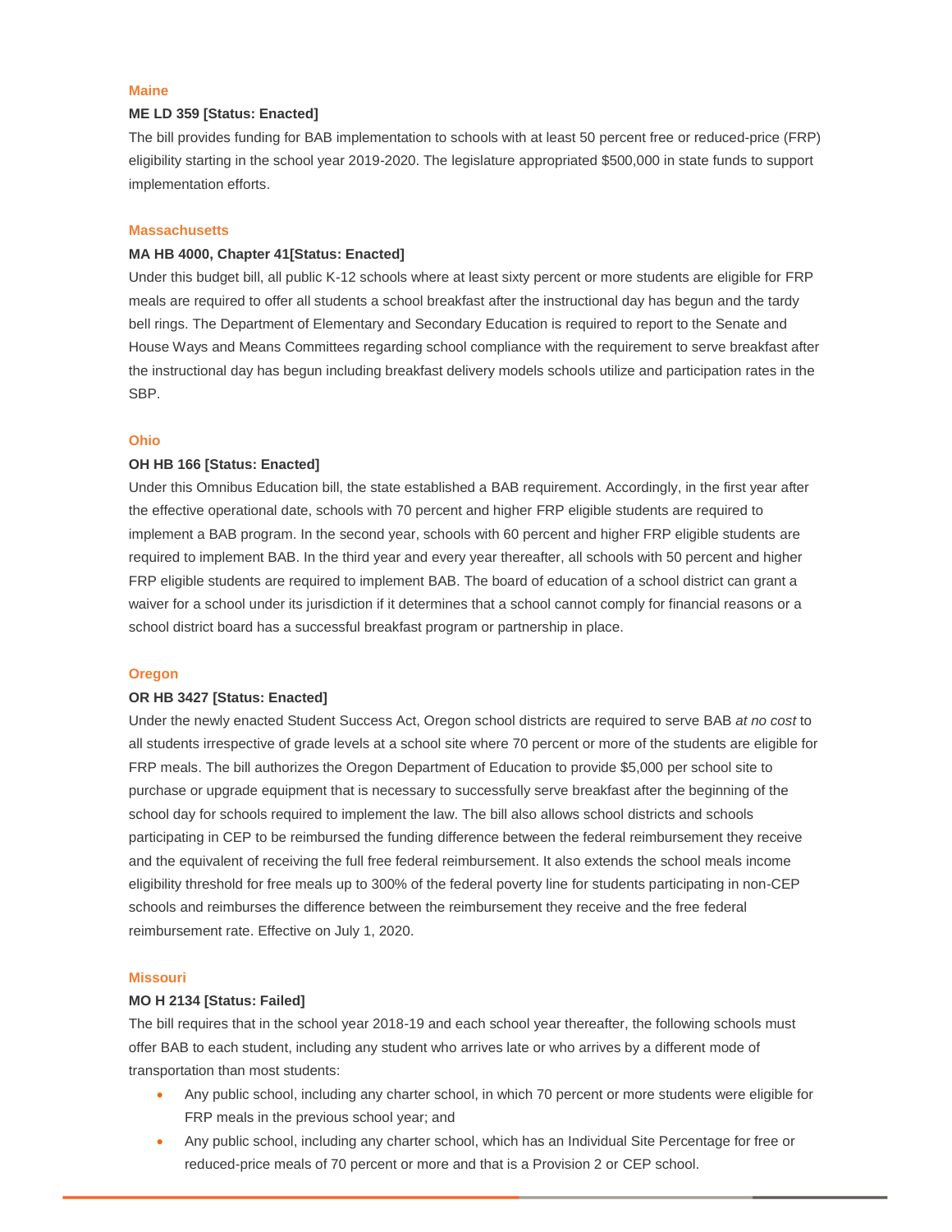### Maine

**ME LD 359 [Status: Enacted]**

The bill provides funding for BAB implementation to schools with at least 50 percent free or reduced-price (FRP) eligibility starting in the school year 2019-2020. The legislature appropriated $500,000 in state funds to support implementation efforts.

### Massachusetts

**MA HB 4000, Chapter 41[Status: Enacted]**

Under this budget bill, all public K-12 schools where at least sixty percent or more students are eligible for FRP meals are required to offer all students a school breakfast after the instructional day has begun and the tardy bell rings. The Department of Elementary and Secondary Education is required to report to the Senate and House Ways and Means Committees regarding school compliance with the requirement to serve breakfast after the instructional day has begun including breakfast delivery models schools utilize and participation rates in the SBP.

### Ohio

**OH HB 166 [Status: Enacted]**

Under this Omnibus Education bill, the state established a BAB requirement. Accordingly, in the first year after the effective operational date, schools with 70 percent and higher FRP eligible students are required to implement a BAB program. In the second year, schools with 60 percent and higher FRP eligible students are required to implement BAB. In the third year and every year thereafter, all schools with 50 percent and higher FRP eligible students are required to implement BAB. The board of education of a school district can grant a waiver for a school under its jurisdiction if it determines that a school cannot comply for financial reasons or a school district board has a successful breakfast program or partnership in place.

### Oregon

**OR HB 3427 [Status: Enacted]**

Under the newly enacted Student Success Act, Oregon school districts are required to serve BAB *at no cost* to all students irrespective of grade levels at a school site where 70 percent or more of the students are eligible for FRP meals. The bill authorizes the Oregon Department of Education to provide $5,000 per school site to purchase or upgrade equipment that is necessary to successfully serve breakfast after the beginning of the school day for schools required to implement the law. The bill also allows school districts and schools participating in CEP to be reimbursed the funding difference between the federal reimbursement they receive and the equivalent of receiving the full free federal reimbursement. It also extends the school meals income eligibility threshold for free meals up to 300% of the federal poverty line for students participating in non-CEP schools and reimburses the difference between the reimbursement they receive and the free federal reimbursement rate. Effective on July 1, 2020.

### Missouri

**MO H 2134 [Status: Failed]**

The bill requires that in the school year 2018-19 and each school year thereafter, the following schools must offer BAB to each student, including any student who arrives late or who arrives by a different mode of transportation than most students:

- Any public school, including any charter school, in which 70 percent or more students were eligible for FRP meals in the previous school year; and
- Any public school, including any charter school, which has an Individual Site Percentage for free or reduced-price meals of 70 percent or more and that is a Provision 2 or CEP school.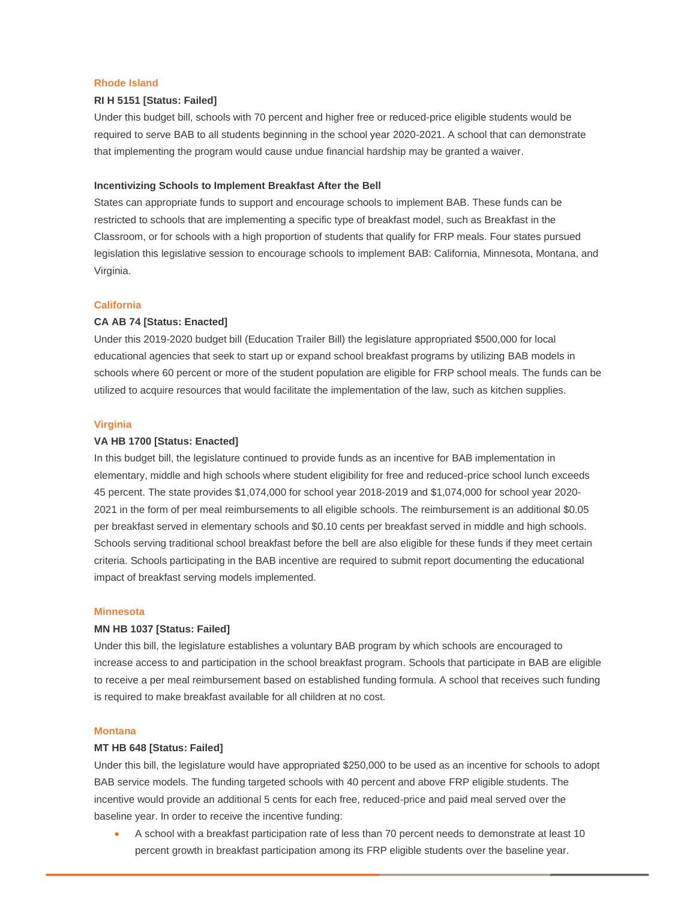### Rhode Island

**RI H 5151 [Status: Failed]**

Under this budget bill, schools with 70 percent and higher free or reduced-price eligible students would be required to serve BAB to all students beginning in the school year 2020-2021. A school that can demonstrate that implementing the program would cause undue financial hardship may be granted a waiver.

**Incentivizing Schools to Implement Breakfast After the Bell**

States can appropriate funds to support and encourage schools to implement BAB. These funds can be restricted to schools that are implementing a specific type of breakfast model, such as Breakfast in the Classroom, or for schools with a high proportion of students that qualify for FRP meals. Four states pursued legislation this legislative session to encourage schools to implement BAB: California, Minnesota, Montana, and Virginia.

### California

**CA AB 74 [Status: Enacted]**

Under this 2019-2020 budget bill (Education Trailer Bill) the legislature appropriated $500,000 for local educational agencies that seek to start up or expand school breakfast programs by utilizing BAB models in schools where 60 percent or more of the student population are eligible for FRP school meals. The funds can be utilized to acquire resources that would facilitate the implementation of the law, such as kitchen supplies.

### Virginia

**VA HB 1700 [Status: Enacted]**

In this budget bill, the legislature continued to provide funds as an incentive for BAB implementation in elementary, middle and high schools where student eligibility for free and reduced-price school lunch exceeds 45 percent. The state provides $1,074,000 for school year 2018-2019 and $1,074,000 for school year 2020-2021 in the form of per meal reimbursements to all eligible schools. The reimbursement is an additional $0.05 per breakfast served in elementary schools and $0.10 cents per breakfast served in middle and high schools. Schools serving traditional school breakfast before the bell are also eligible for these funds if they meet certain criteria. Schools participating in the BAB incentive are required to submit report documenting the educational impact of breakfast serving models implemented.

### Minnesota

**MN HB 1037 [Status: Failed]**

Under this bill, the legislature establishes a voluntary BAB program by which schools are encouraged to increase access to and participation in the school breakfast program. Schools that participate in BAB are eligible to receive a per meal reimbursement based on established funding formula. A school that receives such funding is required to make breakfast available for all children at no cost.

### Montana

**MT HB 648 [Status: Failed]**

Under this bill, the legislature would have appropriated $250,000 to be used as an incentive for schools to adopt BAB service models. The funding targeted schools with 40 percent and above FRP eligible students. The incentive would provide an additional 5 cents for each free, reduced-price and paid meal served over the baseline year. In order to receive the incentive funding:

- A school with a breakfast participation rate of less than 70 percent needs to demonstrate at least 10 percent growth in breakfast participation among its FRP eligible students over the baseline year.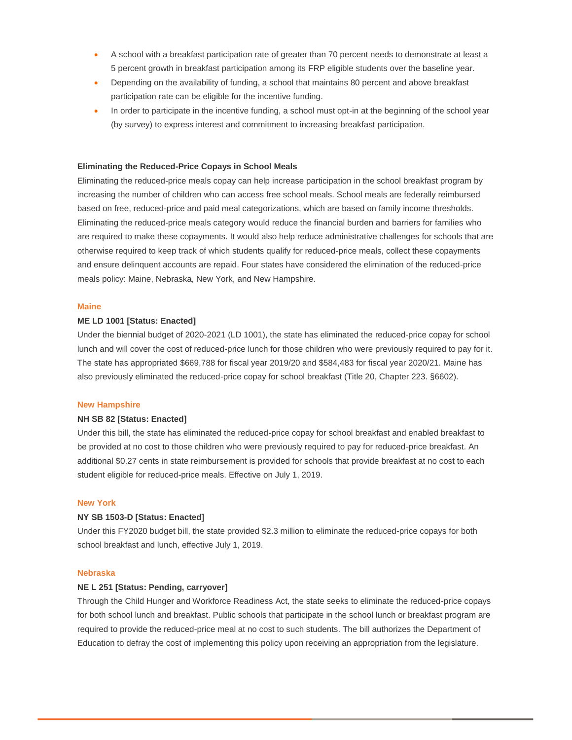- A school with a breakfast participation rate of greater than 70 percent needs to demonstrate at least a 5 percent growth in breakfast participation among its FRP eligible students over the baseline year.
- Depending on the availability of funding, a school that maintains 80 percent and above breakfast participation rate can be eligible for the incentive funding.
- In order to participate in the incentive funding, a school must opt-in at the beginning of the school year (by survey) to express interest and commitment to increasing breakfast participation.

**Eliminating the Reduced-Price Copays in School Meals**

Eliminating the reduced-price meals copay can help increase participation in the school breakfast program by increasing the number of children who can access free school meals. School meals are federally reimbursed based on free, reduced-price and paid meal categorizations, which are based on family income thresholds. Eliminating the reduced-price meals category would reduce the financial burden and barriers for families who are required to make these copayments. It would also help reduce administrative challenges for schools that are otherwise required to keep track of which students qualify for reduced-price meals, collect these copayments and ensure delinquent accounts are repaid. Four states have considered the elimination of the reduced-price meals policy: Maine, Nebraska, New York, and New Hampshire.

### Maine

**ME LD 1001 [Status: Enacted]**

Under the biennial budget of 2020-2021 (LD 1001), the state has eliminated the reduced-price copay for school lunch and will cover the cost of reduced-price lunch for those children who were previously required to pay for it. The state has appropriated $669,788 for fiscal year 2019/20 and $584,483 for fiscal year 2020/21. Maine has also previously eliminated the reduced-price copay for school breakfast (Title 20, Chapter 223. §6602).

### New Hampshire

**NH SB 82 [Status: Enacted]**

Under this bill, the state has eliminated the reduced-price copay for school breakfast and enabled breakfast to be provided at no cost to those children who were previously required to pay for reduced-price breakfast. An additional $0.27 cents in state reimbursement is provided for schools that provide breakfast at no cost to each student eligible for reduced-price meals. Effective on July 1, 2019.

### New York

**NY SB 1503-D [Status: Enacted]**

Under this FY2020 budget bill, the state provided $2.3 million to eliminate the reduced-price copays for both school breakfast and lunch, effective July 1, 2019.

### Nebraska

**NE L 251 [Status: Pending, carryover]**

Through the Child Hunger and Workforce Readiness Act, the state seeks to eliminate the reduced-price copays for both school lunch and breakfast. Public schools that participate in the school lunch or breakfast program are required to provide the reduced-price meal at no cost to such students. The bill authorizes the Department of Education to defray the cost of implementing this policy upon receiving an appropriation from the legislature.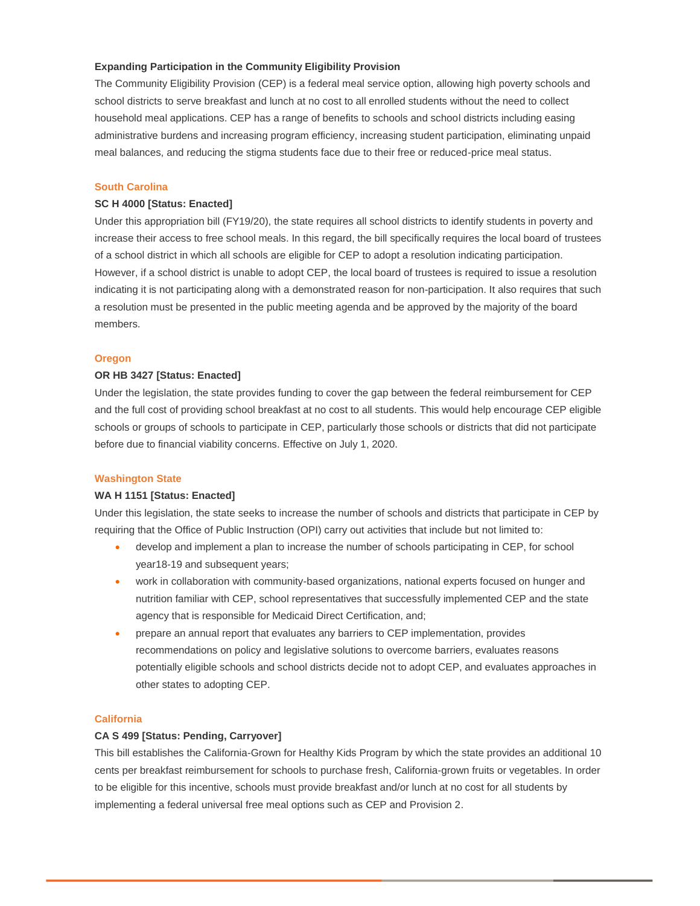**Expanding Participation in the Community Eligibility Provision**

The Community Eligibility Provision (CEP) is a federal meal service option, allowing high poverty schools and school districts to serve breakfast and lunch at no cost to all enrolled students without the need to collect household meal applications. CEP has a range of benefits to schools and school districts including easing administrative burdens and increasing program efficiency, increasing student participation, eliminating unpaid meal balances, and reducing the stigma students face due to their free or reduced-price meal status.

### South Carolina

**SC H 4000 [Status: Enacted]**

Under this appropriation bill (FY19/20), the state requires all school districts to identify students in poverty and increase their access to free school meals. In this regard, the bill specifically requires the local board of trustees of a school district in which all schools are eligible for CEP to adopt a resolution indicating participation. However, if a school district is unable to adopt CEP, the local board of trustees is required to issue a resolution indicating it is not participating along with a demonstrated reason for non-participation. It also requires that such a resolution must be presented in the public meeting agenda and be approved by the majority of the board members.

### Oregon

**OR HB 3427 [Status: Enacted]**

Under the legislation, the state provides funding to cover the gap between the federal reimbursement for CEP and the full cost of providing school breakfast at no cost to all students. This would help encourage CEP eligible schools or groups of schools to participate in CEP, particularly those schools or districts that did not participate before due to financial viability concerns. Effective on July 1, 2020.

### Washington State

**WA H 1151 [Status: Enacted]**

Under this legislation, the state seeks to increase the number of schools and districts that participate in CEP by requiring that the Office of Public Instruction (OPI) carry out activities that include but not limited to:

- develop and implement a plan to increase the number of schools participating in CEP, for school year18-19 and subsequent years;
- work in collaboration with community-based organizations, national experts focused on hunger and nutrition familiar with CEP, school representatives that successfully implemented CEP and the state agency that is responsible for Medicaid Direct Certification, and;
- prepare an annual report that evaluates any barriers to CEP implementation, provides recommendations on policy and legislative solutions to overcome barriers, evaluates reasons potentially eligible schools and school districts decide not to adopt CEP, and evaluates approaches in other states to adopting CEP.

### California

**CA S 499 [Status: Pending, Carryover]**

This bill establishes the California-Grown for Healthy Kids Program by which the state provides an additional 10 cents per breakfast reimbursement for schools to purchase fresh, California-grown fruits or vegetables. In order to be eligible for this incentive, schools must provide breakfast and/or lunch at no cost for all students by implementing a federal universal free meal options such as CEP and Provision 2.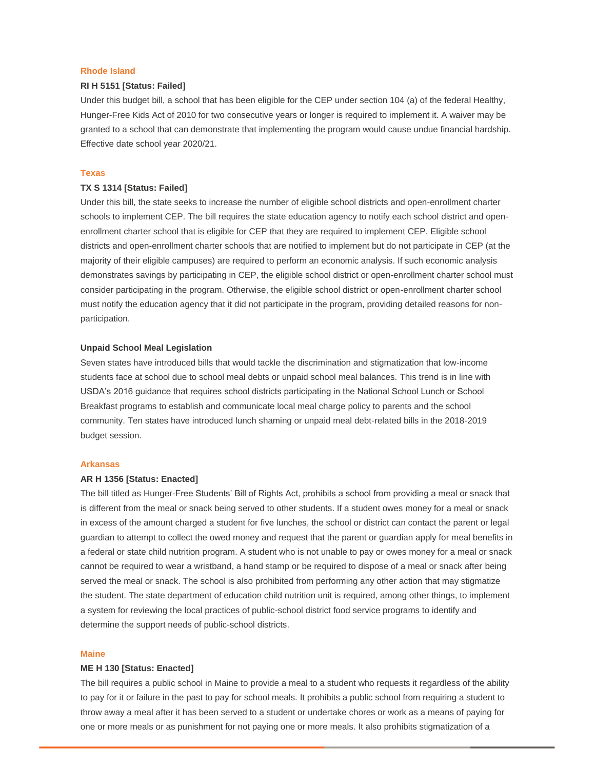### Rhode Island

**RI H 5151 [Status: Failed]**

Under this budget bill, a school that has been eligible for the CEP under section 104 (a) of the federal Healthy, Hunger-Free Kids Act of 2010 for two consecutive years or longer is required to implement it. A waiver may be granted to a school that can demonstrate that implementing the program would cause undue financial hardship. Effective date school year 2020/21.

### Texas

**TX S 1314 [Status: Failed]**

Under this bill, the state seeks to increase the number of eligible school districts and open-enrollment charter schools to implement CEP. The bill requires the state education agency to notify each school district and open-enrollment charter school that is eligible for CEP that they are required to implement CEP. Eligible school districts and open-enrollment charter schools that are notified to implement but do not participate in CEP (at the majority of their eligible campuses) are required to perform an economic analysis. If such economic analysis demonstrates savings by participating in CEP, the eligible school district or open-enrollment charter school must consider participating in the program. Otherwise, the eligible school district or open-enrollment charter school must notify the education agency that it did not participate in the program, providing detailed reasons for non-participation.

**Unpaid School Meal Legislation**

Seven states have introduced bills that would tackle the discrimination and stigmatization that low-income students face at school due to school meal debts or unpaid school meal balances. This trend is in line with USDA's 2016 guidance that requires school districts participating in the National School Lunch or School Breakfast programs to establish and communicate local meal charge policy to parents and the school community. Ten states have introduced lunch shaming or unpaid meal debt-related bills in the 2018-2019 budget session.

### Arkansas

**AR H 1356 [Status: Enacted]**

The bill titled as Hunger-Free Students' Bill of Rights Act, prohibits a school from providing a meal or snack that is different from the meal or snack being served to other students. If a student owes money for a meal or snack in excess of the amount charged a student for five lunches, the school or district can contact the parent or legal guardian to attempt to collect the owed money and request that the parent or guardian apply for meal benefits in a federal or state child nutrition program. A student who is not unable to pay or owes money for a meal or snack cannot be required to wear a wristband, a hand stamp or be required to dispose of a meal or snack after being served the meal or snack. The school is also prohibited from performing any other action that may stigmatize the student. The state department of education child nutrition unit is required, among other things, to implement a system for reviewing the local practices of public-school district food service programs to identify and determine the support needs of public-school districts.

### Maine

**ME H 130 [Status: Enacted]**

The bill requires a public school in Maine to provide a meal to a student who requests it regardless of the ability to pay for it or failure in the past to pay for school meals. It prohibits a public school from requiring a student to throw away a meal after it has been served to a student or undertake chores or work as a means of paying for one or more meals or as punishment for not paying one or more meals. It also prohibits stigmatization of a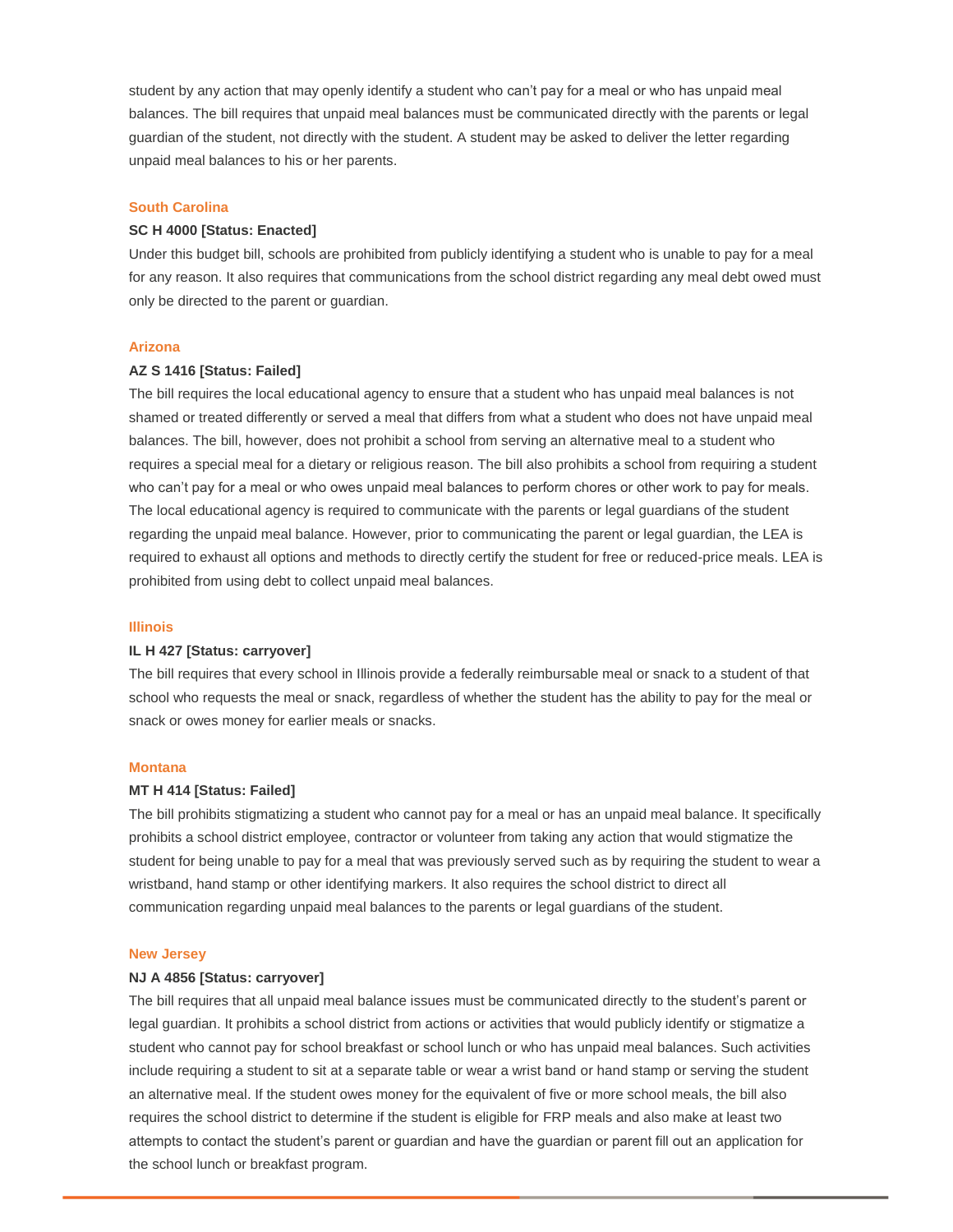student by any action that may openly identify a student who can't pay for a meal or who has unpaid meal balances. The bill requires that unpaid meal balances must be communicated directly with the parents or legal guardian of the student, not directly with the student. A student may be asked to deliver the letter regarding unpaid meal balances to his or her parents.

### South Carolina

**SC H 4000 [Status: Enacted]**

Under this budget bill, schools are prohibited from publicly identifying a student who is unable to pay for a meal for any reason. It also requires that communications from the school district regarding any meal debt owed must only be directed to the parent or guardian.

### Arizona

**AZ S 1416 [Status: Failed]**

The bill requires the local educational agency to ensure that a student who has unpaid meal balances is not shamed or treated differently or served a meal that differs from what a student who does not have unpaid meal balances. The bill, however, does not prohibit a school from serving an alternative meal to a student who requires a special meal for a dietary or religious reason. The bill also prohibits a school from requiring a student who can't pay for a meal or who owes unpaid meal balances to perform chores or other work to pay for meals. The local educational agency is required to communicate with the parents or legal guardians of the student regarding the unpaid meal balance. However, prior to communicating the parent or legal guardian, the LEA is required to exhaust all options and methods to directly certify the student for free or reduced-price meals. LEA is prohibited from using debt to collect unpaid meal balances.

### Illinois

**IL H 427 [Status: carryover]**

The bill requires that every school in Illinois provide a federally reimbursable meal or snack to a student of that school who requests the meal or snack, regardless of whether the student has the ability to pay for the meal or snack or owes money for earlier meals or snacks.

### Montana

**MT H 414 [Status: Failed]**

The bill prohibits stigmatizing a student who cannot pay for a meal or has an unpaid meal balance. It specifically prohibits a school district employee, contractor or volunteer from taking any action that would stigmatize the student for being unable to pay for a meal that was previously served such as by requiring the student to wear a wristband, hand stamp or other identifying markers. It also requires the school district to direct all communication regarding unpaid meal balances to the parents or legal guardians of the student.

### New Jersey

**NJ A 4856 [Status: carryover]**

The bill requires that all unpaid meal balance issues must be communicated directly to the student's parent or legal guardian. It prohibits a school district from actions or activities that would publicly identify or stigmatize a student who cannot pay for school breakfast or school lunch or who has unpaid meal balances. Such activities include requiring a student to sit at a separate table or wear a wrist band or hand stamp or serving the student an alternative meal. If the student owes money for the equivalent of five or more school meals, the bill also requires the school district to determine if the student is eligible for FRP meals and also make at least two attempts to contact the student's parent or guardian and have the guardian or parent fill out an application for the school lunch or breakfast program.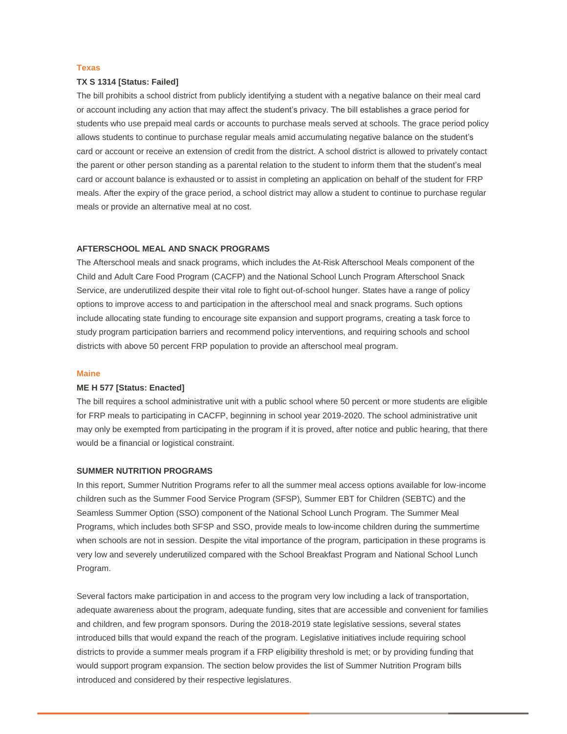### Texas

**TX S 1314 [Status: Failed]**

The bill prohibits a school district from publicly identifying a student with a negative balance on their meal card or account including any action that may affect the student's privacy. The bill establishes a grace period for students who use prepaid meal cards or accounts to purchase meals served at schools. The grace period policy allows students to continue to purchase regular meals amid accumulating negative balance on the student's card or account or receive an extension of credit from the district. A school district is allowed to privately contact the parent or other person standing as a parental relation to the student to inform them that the student's meal card or account balance is exhausted or to assist in completing an application on behalf of the student for FRP meals. After the expiry of the grace period, a school district may allow a student to continue to purchase regular meals or provide an alternative meal at no cost.

## AFTERSCHOOL MEAL AND SNACK PROGRAMS

The Afterschool meals and snack programs, which includes the At-Risk Afterschool Meals component of the Child and Adult Care Food Program (CACFP) and the National School Lunch Program Afterschool Snack Service, are underutilized despite their vital role to fight out-of-school hunger. States have a range of policy options to improve access to and participation in the afterschool meal and snack programs. Such options include allocating state funding to encourage site expansion and support programs, creating a task force to study program participation barriers and recommend policy interventions, and requiring schools and school districts with above 50 percent FRP population to provide an afterschool meal program.

### Maine

**ME H 577 [Status: Enacted]**

The bill requires a school administrative unit with a public school where 50 percent or more students are eligible for FRP meals to participating in CACFP, beginning in school year 2019-2020. The school administrative unit may only be exempted from participating in the program if it is proved, after notice and public hearing, that there would be a financial or logistical constraint.

## SUMMER NUTRITION PROGRAMS

In this report, Summer Nutrition Programs refer to all the summer meal access options available for low-income children such as the Summer Food Service Program (SFSP), Summer EBT for Children (SEBTC) and the Seamless Summer Option (SSO) component of the National School Lunch Program. The Summer Meal Programs, which includes both SFSP and SSO, provide meals to low-income children during the summertime when schools are not in session. Despite the vital importance of the program, participation in these programs is very low and severely underutilized compared with the School Breakfast Program and National School Lunch Program.

Several factors make participation in and access to the program very low including a lack of transportation, adequate awareness about the program, adequate funding, sites that are accessible and convenient for families and children, and few program sponsors. During the 2018-2019 state legislative sessions, several states introduced bills that would expand the reach of the program. Legislative initiatives include requiring school districts to provide a summer meals program if a FRP eligibility threshold is met; or by providing funding that would support program expansion. The section below provides the list of Summer Nutrition Program bills introduced and considered by their respective legislatures.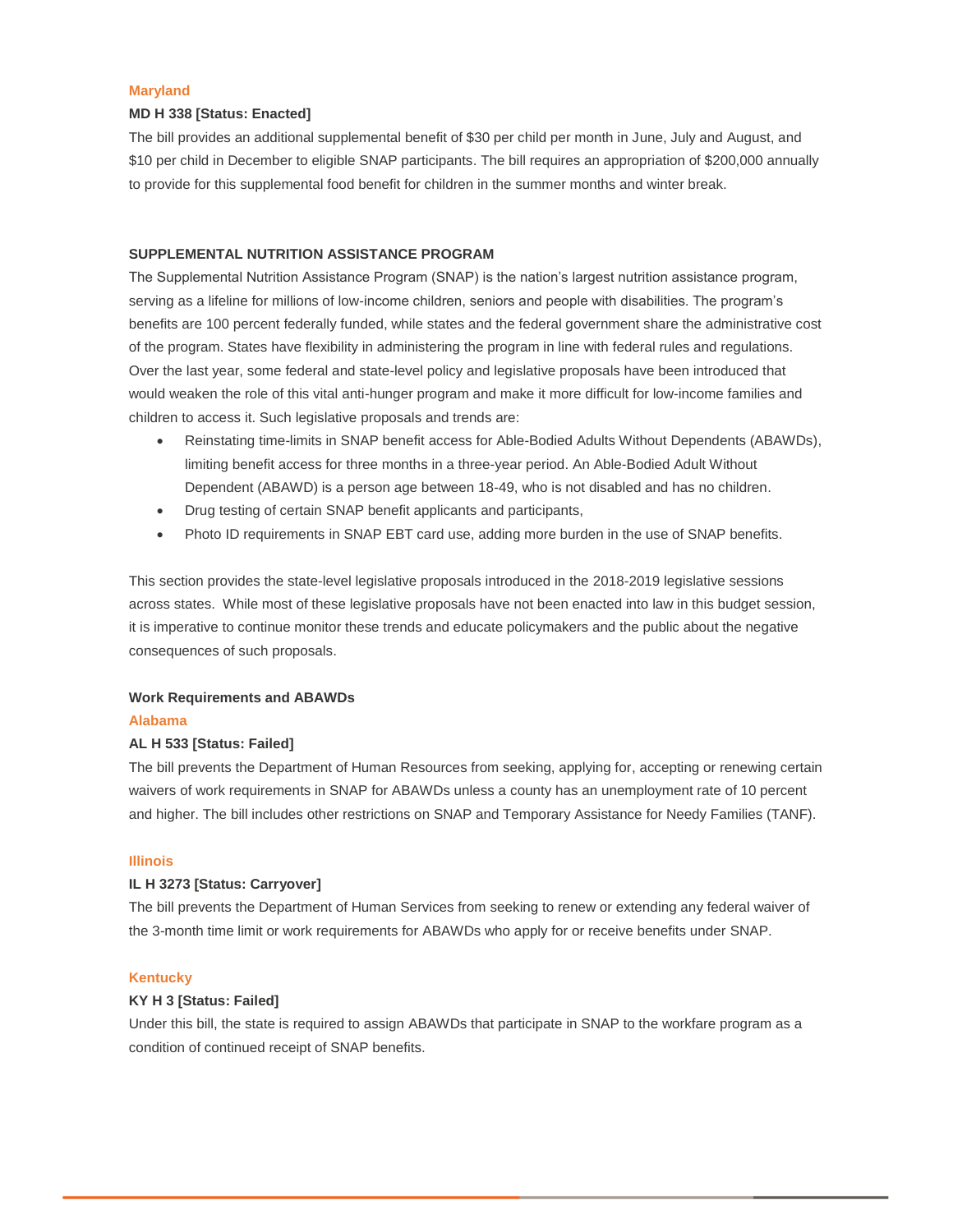### Maryland

**MD H 338 [Status: Enacted]**

The bill provides an additional supplemental benefit of $30 per child per month in June, July and August, and $10 per child in December to eligible SNAP participants. The bill requires an appropriation of $200,000 annually to provide for this supplemental food benefit for children in the summer months and winter break.

## SUPPLEMENTAL NUTRITION ASSISTANCE PROGRAM

The Supplemental Nutrition Assistance Program (SNAP) is the nation's largest nutrition assistance program, serving as a lifeline for millions of low-income children, seniors and people with disabilities. The program's benefits are 100 percent federally funded, while states and the federal government share the administrative cost of the program. States have flexibility in administering the program in line with federal rules and regulations. Over the last year, some federal and state-level policy and legislative proposals have been introduced that would weaken the role of this vital anti-hunger program and make it more difficult for low-income families and children to access it. Such legislative proposals and trends are:

- Reinstating time-limits in SNAP benefit access for Able-Bodied Adults Without Dependents (ABAWDs), limiting benefit access for three months in a three-year period. An Able-Bodied Adult Without Dependent (ABAWD) is a person age between 18-49, who is not disabled and has no children.
- Drug testing of certain SNAP benefit applicants and participants,
- Photo ID requirements in SNAP EBT card use, adding more burden in the use of SNAP benefits.

This section provides the state-level legislative proposals introduced in the 2018-2019 legislative sessions across states. While most of these legislative proposals have not been enacted into law in this budget session, it is imperative to continue monitor these trends and educate policymakers and the public about the negative consequences of such proposals.

### Work Requirements and ABAWDs

### Alabama

**AL H 533 [Status: Failed]**

The bill prevents the Department of Human Resources from seeking, applying for, accepting or renewing certain waivers of work requirements in SNAP for ABAWDs unless a county has an unemployment rate of 10 percent and higher. The bill includes other restrictions on SNAP and Temporary Assistance for Needy Families (TANF).

### Illinois

**IL H 3273 [Status: Carryover]**

The bill prevents the Department of Human Services from seeking to renew or extending any federal waiver of the 3-month time limit or work requirements for ABAWDs who apply for or receive benefits under SNAP.

### Kentucky

**KY H 3 [Status: Failed]**

Under this bill, the state is required to assign ABAWDs that participate in SNAP to the workfare program as a condition of continued receipt of SNAP benefits.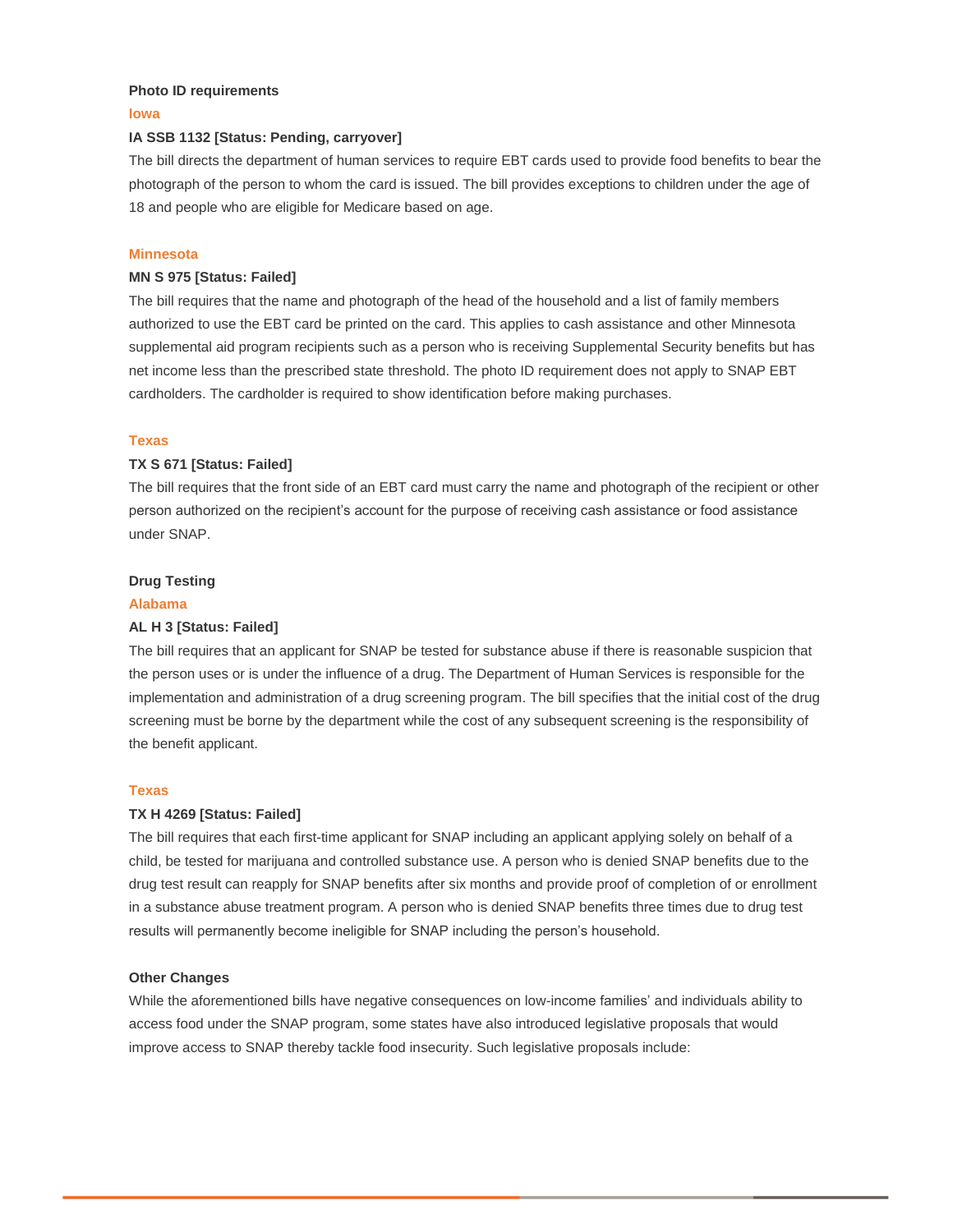### Photo ID requirements

#### Iowa

**IA SSB 1132 [Status: Pending, carryover]**

The bill directs the department of human services to require EBT cards used to provide food benefits to bear the photograph of the person to whom the card is issued. The bill provides exceptions to children under the age of 18 and people who are eligible for Medicare based on age.

#### Minnesota

**MN S 975 [Status: Failed]**

The bill requires that the name and photograph of the head of the household and a list of family members authorized to use the EBT card be printed on the card. This applies to cash assistance and other Minnesota supplemental aid program recipients such as a person who is receiving Supplemental Security benefits but has net income less than the prescribed state threshold. The photo ID requirement does not apply to SNAP EBT cardholders. The cardholder is required to show identification before making purchases.

#### Texas

**TX S 671 [Status: Failed]**

The bill requires that the front side of an EBT card must carry the name and photograph of the recipient or other person authorized on the recipient's account for the purpose of receiving cash assistance or food assistance under SNAP.

### Drug Testing

#### Alabama

**AL H 3 [Status: Failed]**

The bill requires that an applicant for SNAP be tested for substance abuse if there is reasonable suspicion that the person uses or is under the influence of a drug. The Department of Human Services is responsible for the implementation and administration of a drug screening program. The bill specifies that the initial cost of the drug screening must be borne by the department while the cost of any subsequent screening is the responsibility of the benefit applicant.

#### Texas

**TX H 4269 [Status: Failed]**

The bill requires that each first-time applicant for SNAP including an applicant applying solely on behalf of a child, be tested for marijuana and controlled substance use. A person who is denied SNAP benefits due to the drug test result can reapply for SNAP benefits after six months and provide proof of completion of or enrollment in a substance abuse treatment program. A person who is denied SNAP benefits three times due to drug test results will permanently become ineligible for SNAP including the person's household.

### Other Changes

While the aforementioned bills have negative consequences on low-income families' and individuals ability to access food under the SNAP program, some states have also introduced legislative proposals that would improve access to SNAP thereby tackle food insecurity. Such legislative proposals include: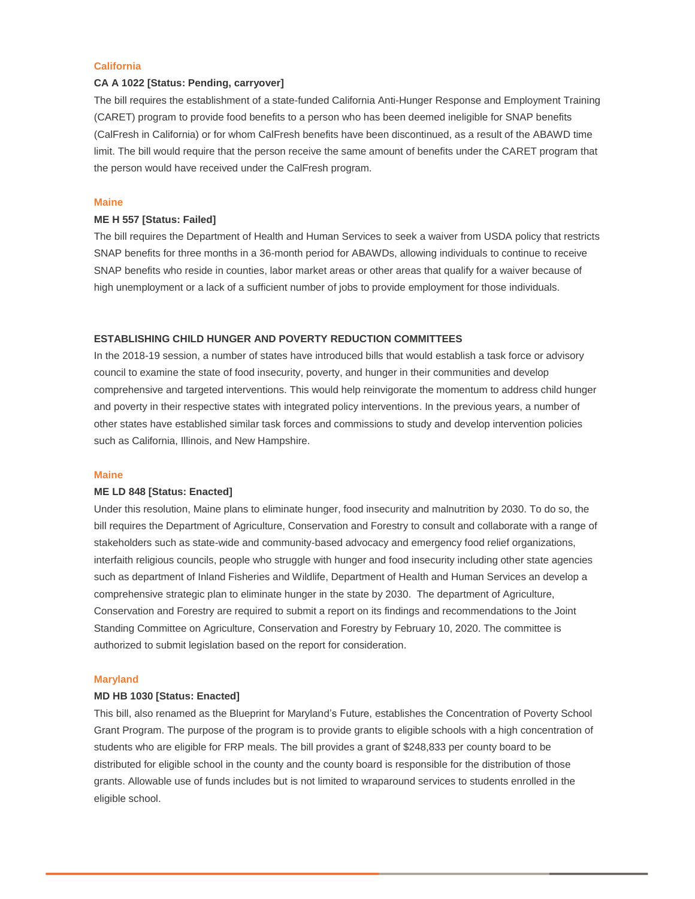### California

**CA A 1022 [Status: Pending, carryover]**

The bill requires the establishment of a state-funded California Anti-Hunger Response and Employment Training (CARET) program to provide food benefits to a person who has been deemed ineligible for SNAP benefits (CalFresh in California) or for whom CalFresh benefits have been discontinued, as a result of the ABAWD time limit. The bill would require that the person receive the same amount of benefits under the CARET program that the person would have received under the CalFresh program.

### Maine

**ME H 557 [Status: Failed]**

The bill requires the Department of Health and Human Services to seek a waiver from USDA policy that restricts SNAP benefits for three months in a 36-month period for ABAWDs, allowing individuals to continue to receive SNAP benefits who reside in counties, labor market areas or other areas that qualify for a waiver because of high unemployment or a lack of a sufficient number of jobs to provide employment for those individuals.

## ESTABLISHING CHILD HUNGER AND POVERTY REDUCTION COMMITTEES

In the 2018-19 session, a number of states have introduced bills that would establish a task force or advisory council to examine the state of food insecurity, poverty, and hunger in their communities and develop comprehensive and targeted interventions. This would help reinvigorate the momentum to address child hunger and poverty in their respective states with integrated policy interventions. In the previous years, a number of other states have established similar task forces and commissions to study and develop intervention policies such as California, Illinois, and New Hampshire.

### Maine

**ME LD 848 [Status: Enacted]**

Under this resolution, Maine plans to eliminate hunger, food insecurity and malnutrition by 2030. To do so, the bill requires the Department of Agriculture, Conservation and Forestry to consult and collaborate with a range of stakeholders such as state-wide and community-based advocacy and emergency food relief organizations, interfaith religious councils, people who struggle with hunger and food insecurity including other state agencies such as department of Inland Fisheries and Wildlife, Department of Health and Human Services an develop a comprehensive strategic plan to eliminate hunger in the state by 2030. The department of Agriculture, Conservation and Forestry are required to submit a report on its findings and recommendations to the Joint Standing Committee on Agriculture, Conservation and Forestry by February 10, 2020. The committee is authorized to submit legislation based on the report for consideration.

### Maryland

**MD HB 1030 [Status: Enacted]**

This bill, also renamed as the Blueprint for Maryland's Future, establishes the Concentration of Poverty School Grant Program. The purpose of the program is to provide grants to eligible schools with a high concentration of students who are eligible for FRP meals. The bill provides a grant of $248,833 per county board to be distributed for eligible school in the county and the county board is responsible for the distribution of those grants. Allowable use of funds includes but is not limited to wraparound services to students enrolled in the eligible school.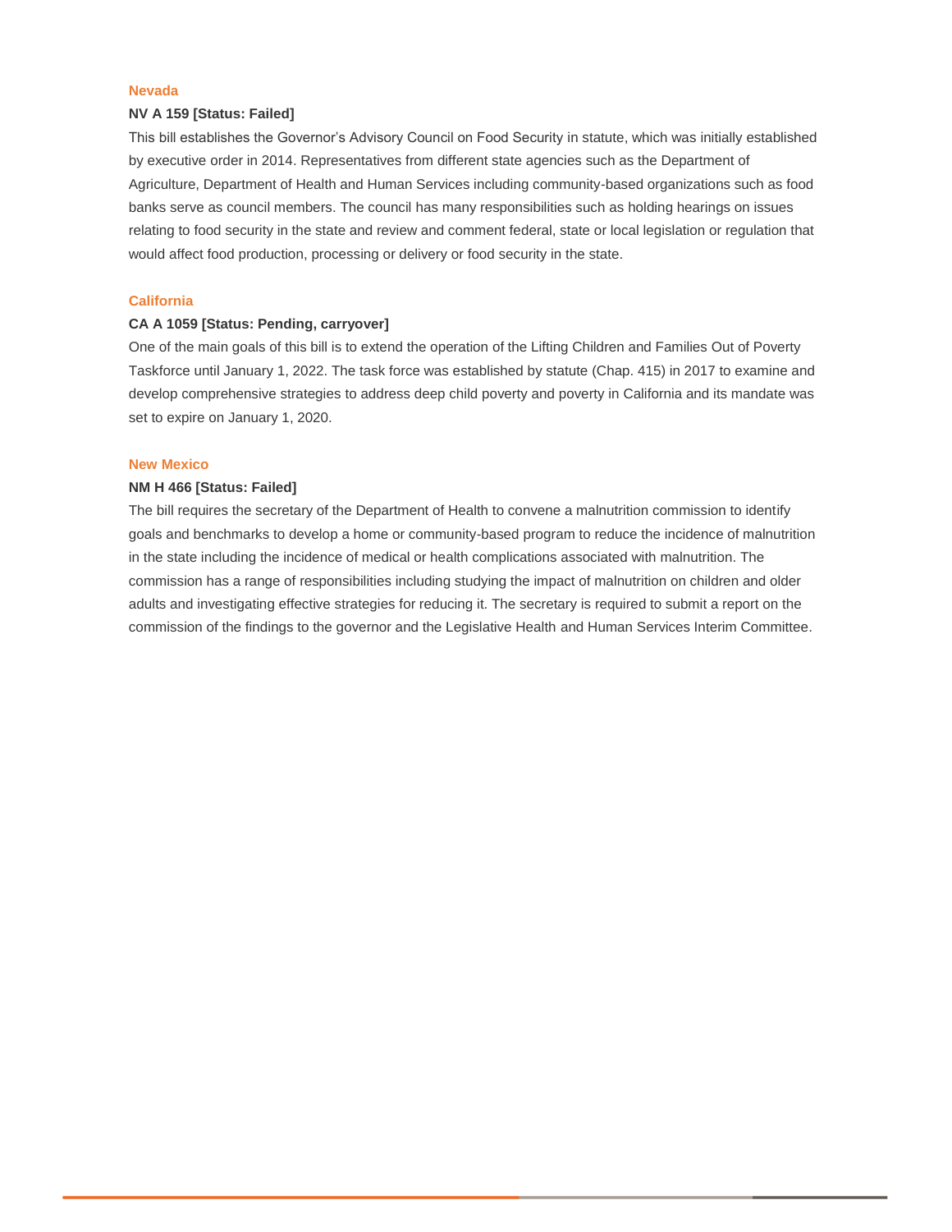### Nevada

**NV A 159 [Status: Failed]**

This bill establishes the Governor's Advisory Council on Food Security in statute, which was initially established by executive order in 2014. Representatives from different state agencies such as the Department of Agriculture, Department of Health and Human Services including community-based organizations such as food banks serve as council members. The council has many responsibilities such as holding hearings on issues relating to food security in the state and review and comment federal, state or local legislation or regulation that would affect food production, processing or delivery or food security in the state.

### California

**CA A 1059 [Status: Pending, carryover]**

One of the main goals of this bill is to extend the operation of the Lifting Children and Families Out of Poverty Taskforce until January 1, 2022. The task force was established by statute (Chap. 415) in 2017 to examine and develop comprehensive strategies to address deep child poverty and poverty in California and its mandate was set to expire on January 1, 2020.

### New Mexico

**NM H 466 [Status: Failed]**

The bill requires the secretary of the Department of Health to convene a malnutrition commission to identify goals and benchmarks to develop a home or community-based program to reduce the incidence of malnutrition in the state including the incidence of medical or health complications associated with malnutrition. The commission has a range of responsibilities including studying the impact of malnutrition on children and older adults and investigating effective strategies for reducing it. The secretary is required to submit a report on the commission of the findings to the governor and the Legislative Health and Human Services Interim Committee.